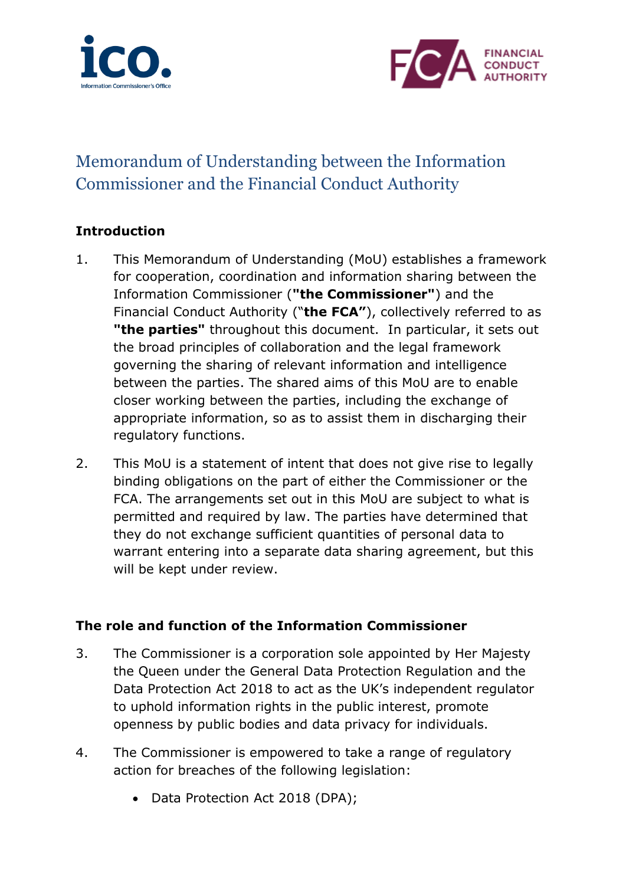# Memorandum of Understanding between the Information Commissioner and the Financial Conduct Authority

## Introduction

1. This Memorandum of Understanding (MoU) establishes a framework for cooperation, coordination and information sharing between the Information Commissioner (**"the Commissioner"**) and the Financial Conduct Authority ("**the FCA"**), collectively referred to as **"the parties"** throughout this document. In particular, it sets out the broad principles of collaboration and the legal framework governing the sharing of relevant information and intelligence between the parties. The shared aims of this MoU are to enable closer working between the parties, including the exchange of appropriate information, so as to assist them in discharging their regulatory functions.

2. This MoU is a statement of intent that does not give rise to legally binding obligations on the part of either the Commissioner or the FCA. The arrangements set out in this MoU are subject to what is permitted and required by law. The parties have determined that they do not exchange sufficient quantities of personal data to warrant entering into a separate data sharing agreement, but this will be kept under review.

## The role and function of the Information Commissioner

3. The Commissioner is a corporation sole appointed by Her Majesty the Queen under the General Data Protection Regulation and the Data Protection Act 2018 to act as the UK's independent regulator to uphold information rights in the public interest, promote openness by public bodies and data privacy for individuals.

4. The Commissioner is empowered to take a range of regulatory action for breaches of the following legislation:

   - Data Protection Act 2018 (DPA);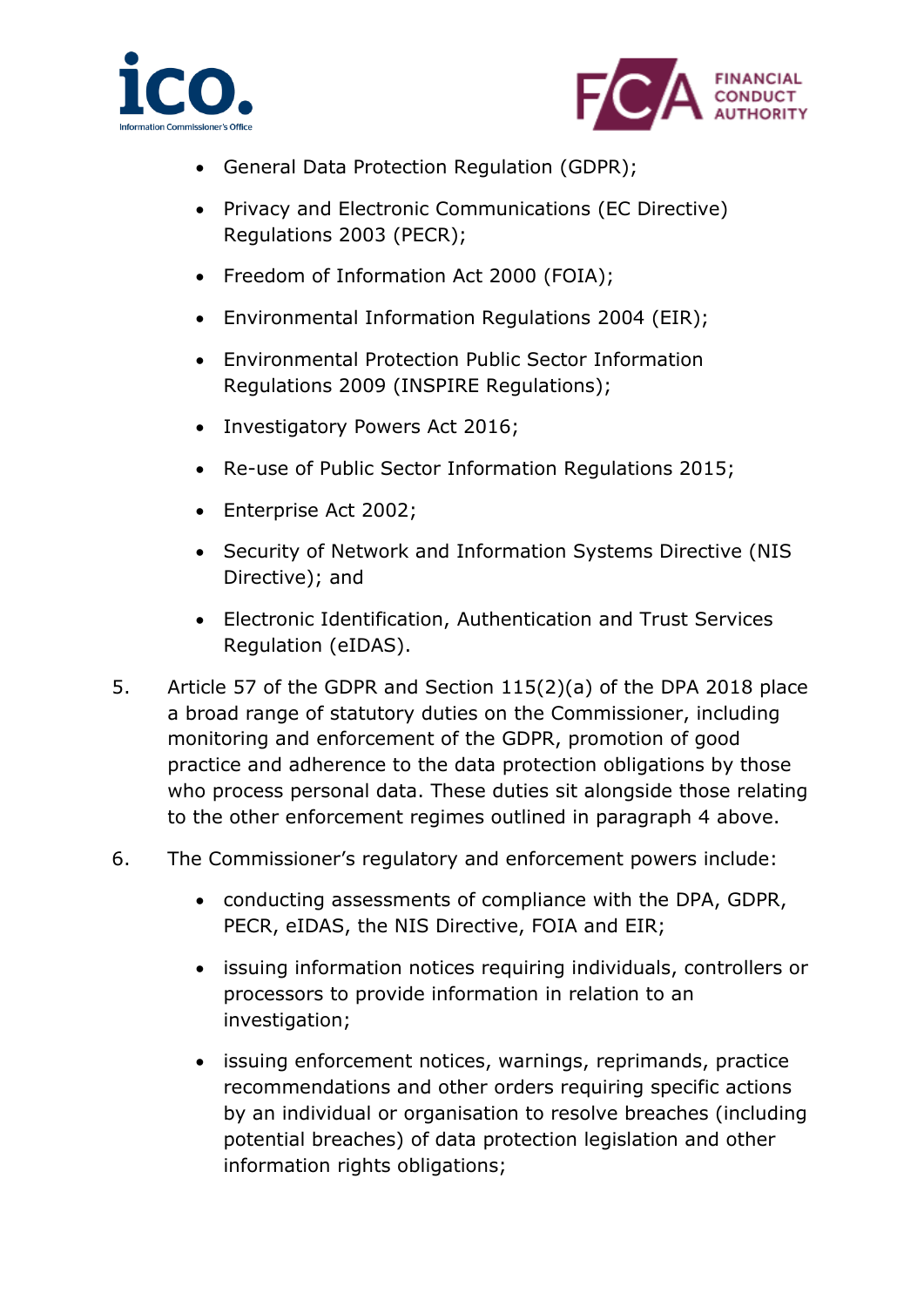- General Data Protection Regulation (GDPR);
- Privacy and Electronic Communications (EC Directive) Regulations 2003 (PECR);
- Freedom of Information Act 2000 (FOIA);
- Environmental Information Regulations 2004 (EIR);
- Environmental Protection Public Sector Information Regulations 2009 (INSPIRE Regulations);
- Investigatory Powers Act 2016;
- Re-use of Public Sector Information Regulations 2015;
- Enterprise Act 2002;
- Security of Network and Information Systems Directive (NIS Directive); and
- Electronic Identification, Authentication and Trust Services Regulation (eIDAS).

5. Article 57 of the GDPR and Section 115(2)(a) of the DPA 2018 place a broad range of statutory duties on the Commissioner, including monitoring and enforcement of the GDPR, promotion of good practice and adherence to the data protection obligations by those who process personal data. These duties sit alongside those relating to the other enforcement regimes outlined in paragraph 4 above.

6. The Commissioner's regulatory and enforcement powers include:

   - conducting assessments of compliance with the DPA, GDPR, PECR, eIDAS, the NIS Directive, FOIA and EIR;
   - issuing information notices requiring individuals, controllers or processors to provide information in relation to an investigation;
   - issuing enforcement notices, warnings, reprimands, practice recommendations and other orders requiring specific actions by an individual or organisation to resolve breaches (including potential breaches) of data protection legislation and other information rights obligations;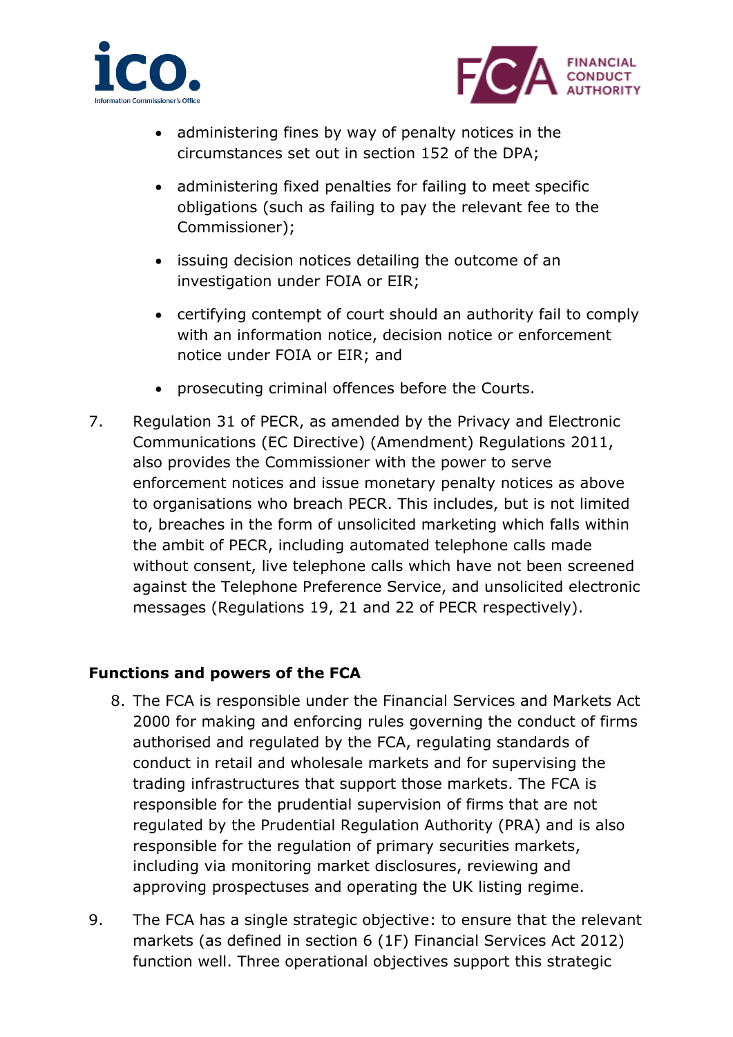- administering fines by way of penalty notices in the circumstances set out in section 152 of the DPA;
- administering fixed penalties for failing to meet specific obligations (such as failing to pay the relevant fee to the Commissioner);
- issuing decision notices detailing the outcome of an investigation under FOIA or EIR;
- certifying contempt of court should an authority fail to comply with an information notice, decision notice or enforcement notice under FOIA or EIR; and
- prosecuting criminal offences before the Courts.

7. Regulation 31 of PECR, as amended by the Privacy and Electronic Communications (EC Directive) (Amendment) Regulations 2011, also provides the Commissioner with the power to serve enforcement notices and issue monetary penalty notices as above to organisations who breach PECR. This includes, but is not limited to, breaches in the form of unsolicited marketing which falls within the ambit of PECR, including automated telephone calls made without consent, live telephone calls which have not been screened against the Telephone Preference Service, and unsolicited electronic messages (Regulations 19, 21 and 22 of PECR respectively).

**Functions and powers of the FCA**

8. The FCA is responsible under the Financial Services and Markets Act 2000 for making and enforcing rules governing the conduct of firms authorised and regulated by the FCA, regulating standards of conduct in retail and wholesale markets and for supervising the trading infrastructures that support those markets. The FCA is responsible for the prudential supervision of firms that are not regulated by the Prudential Regulation Authority (PRA) and is also responsible for the regulation of primary securities markets, including via monitoring market disclosures, reviewing and approving prospectuses and operating the UK listing regime.

9. The FCA has a single strategic objective: to ensure that the relevant markets (as defined in section 6 (1F) Financial Services Act 2012) function well. Three operational objectives support this strategic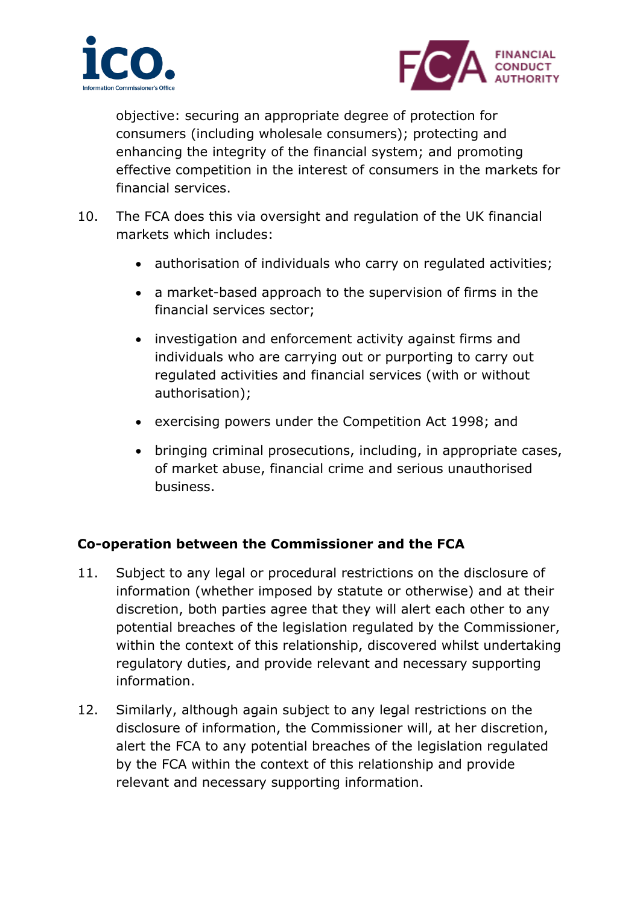objective: securing an appropriate degree of protection for consumers (including wholesale consumers); protecting and enhancing the integrity of the financial system; and promoting effective competition in the interest of consumers in the markets for financial services.

10. The FCA does this via oversight and regulation of the UK financial markets which includes:

    - authorisation of individuals who carry on regulated activities;
    - a market-based approach to the supervision of firms in the financial services sector;
    - investigation and enforcement activity against firms and individuals who are carrying out or purporting to carry out regulated activities and financial services (with or without authorisation);
    - exercising powers under the Competition Act 1998; and
    - bringing criminal prosecutions, including, in appropriate cases, of market abuse, financial crime and serious unauthorised business.

## Co-operation between the Commissioner and the FCA

11. Subject to any legal or procedural restrictions on the disclosure of information (whether imposed by statute or otherwise) and at their discretion, both parties agree that they will alert each other to any potential breaches of the legislation regulated by the Commissioner, within the context of this relationship, discovered whilst undertaking regulatory duties, and provide relevant and necessary supporting information.

12. Similarly, although again subject to any legal restrictions on the disclosure of information, the Commissioner will, at her discretion, alert the FCA to any potential breaches of the legislation regulated by the FCA within the context of this relationship and provide relevant and necessary supporting information.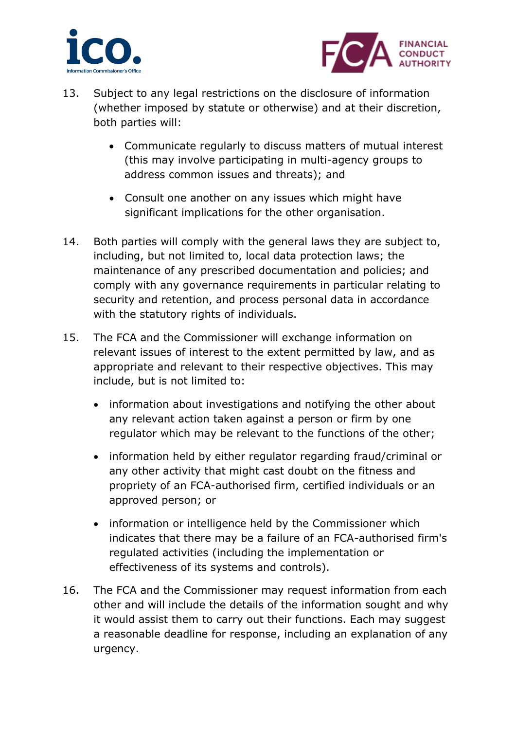13. Subject to any legal restrictions on the disclosure of information (whether imposed by statute or otherwise) and at their discretion, both parties will:

    - Communicate regularly to discuss matters of mutual interest (this may involve participating in multi-agency groups to address common issues and threats); and
    - Consult one another on any issues which might have significant implications for the other organisation.

14. Both parties will comply with the general laws they are subject to, including, but not limited to, local data protection laws; the maintenance of any prescribed documentation and policies; and comply with any governance requirements in particular relating to security and retention, and process personal data in accordance with the statutory rights of individuals.

15. The FCA and the Commissioner will exchange information on relevant issues of interest to the extent permitted by law, and as appropriate and relevant to their respective objectives. This may include, but is not limited to:

    - information about investigations and notifying the other about any relevant action taken against a person or firm by one regulator which may be relevant to the functions of the other;
    - information held by either regulator regarding fraud/criminal or any other activity that might cast doubt on the fitness and propriety of an FCA-authorised firm, certified individuals or an approved person; or
    - information or intelligence held by the Commissioner which indicates that there may be a failure of an FCA-authorised firm's regulated activities (including the implementation or effectiveness of its systems and controls).

16. The FCA and the Commissioner may request information from each other and will include the details of the information sought and why it would assist them to carry out their functions. Each may suggest a reasonable deadline for response, including an explanation of any urgency.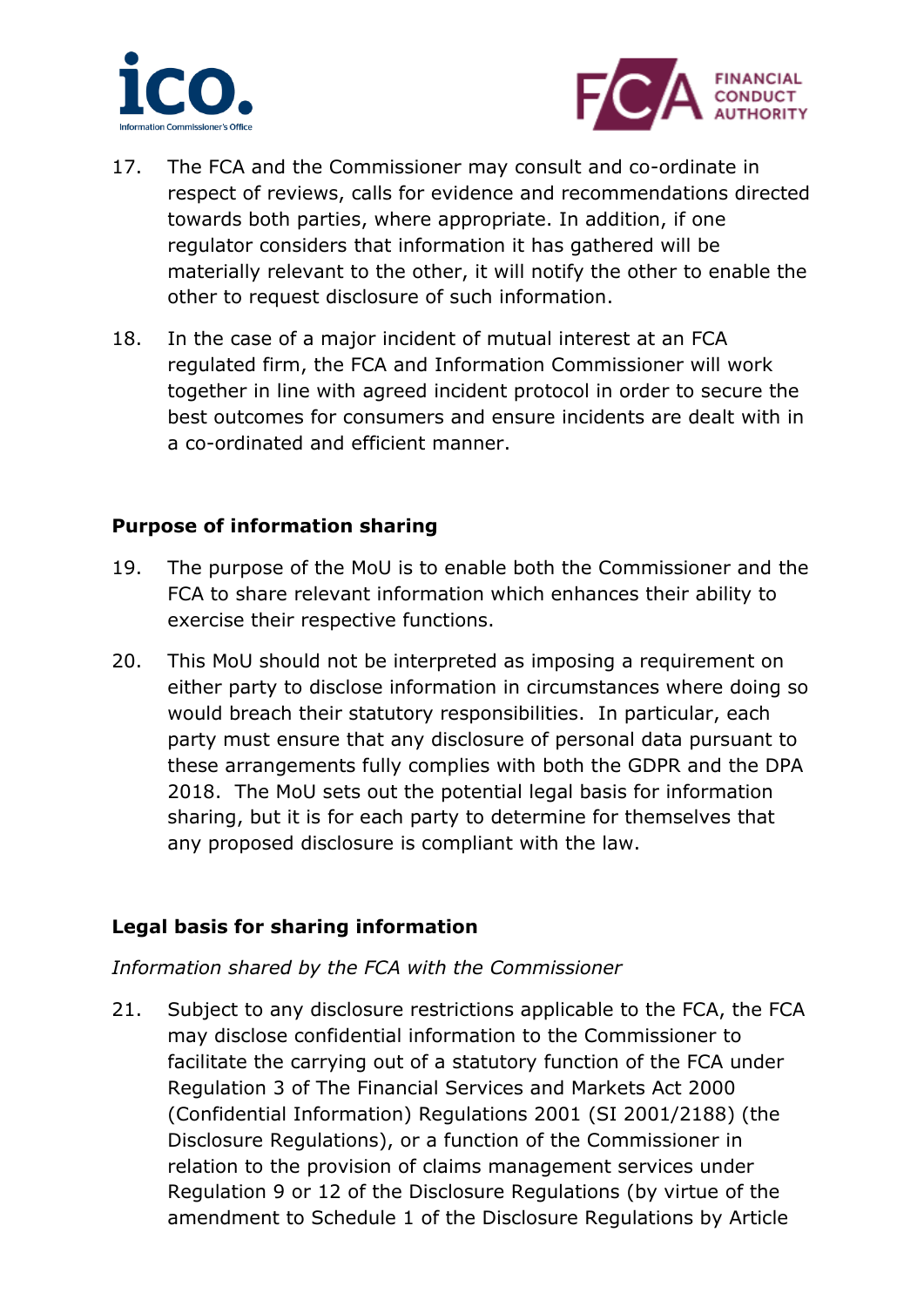17. The FCA and the Commissioner may consult and co-ordinate in respect of reviews, calls for evidence and recommendations directed towards both parties, where appropriate. In addition, if one regulator considers that information it has gathered will be materially relevant to the other, it will notify the other to enable the other to request disclosure of such information.

18. In the case of a major incident of mutual interest at an FCA regulated firm, the FCA and Information Commissioner will work together in line with agreed incident protocol in order to secure the best outcomes for consumers and ensure incidents are dealt with in a co-ordinated and efficient manner.

## Purpose of information sharing

19. The purpose of the MoU is to enable both the Commissioner and the FCA to share relevant information which enhances their ability to exercise their respective functions.

20. This MoU should not be interpreted as imposing a requirement on either party to disclose information in circumstances where doing so would breach their statutory responsibilities. In particular, each party must ensure that any disclosure of personal data pursuant to these arrangements fully complies with both the GDPR and the DPA 2018. The MoU sets out the potential legal basis for information sharing, but it is for each party to determine for themselves that any proposed disclosure is compliant with the law.

## Legal basis for sharing information

*Information shared by the FCA with the Commissioner*

21. Subject to any disclosure restrictions applicable to the FCA, the FCA may disclose confidential information to the Commissioner to facilitate the carrying out of a statutory function of the FCA under Regulation 3 of The Financial Services and Markets Act 2000 (Confidential Information) Regulations 2001 (SI 2001/2188) (the Disclosure Regulations), or a function of the Commissioner in relation to the provision of claims management services under Regulation 9 or 12 of the Disclosure Regulations (by virtue of the amendment to Schedule 1 of the Disclosure Regulations by Article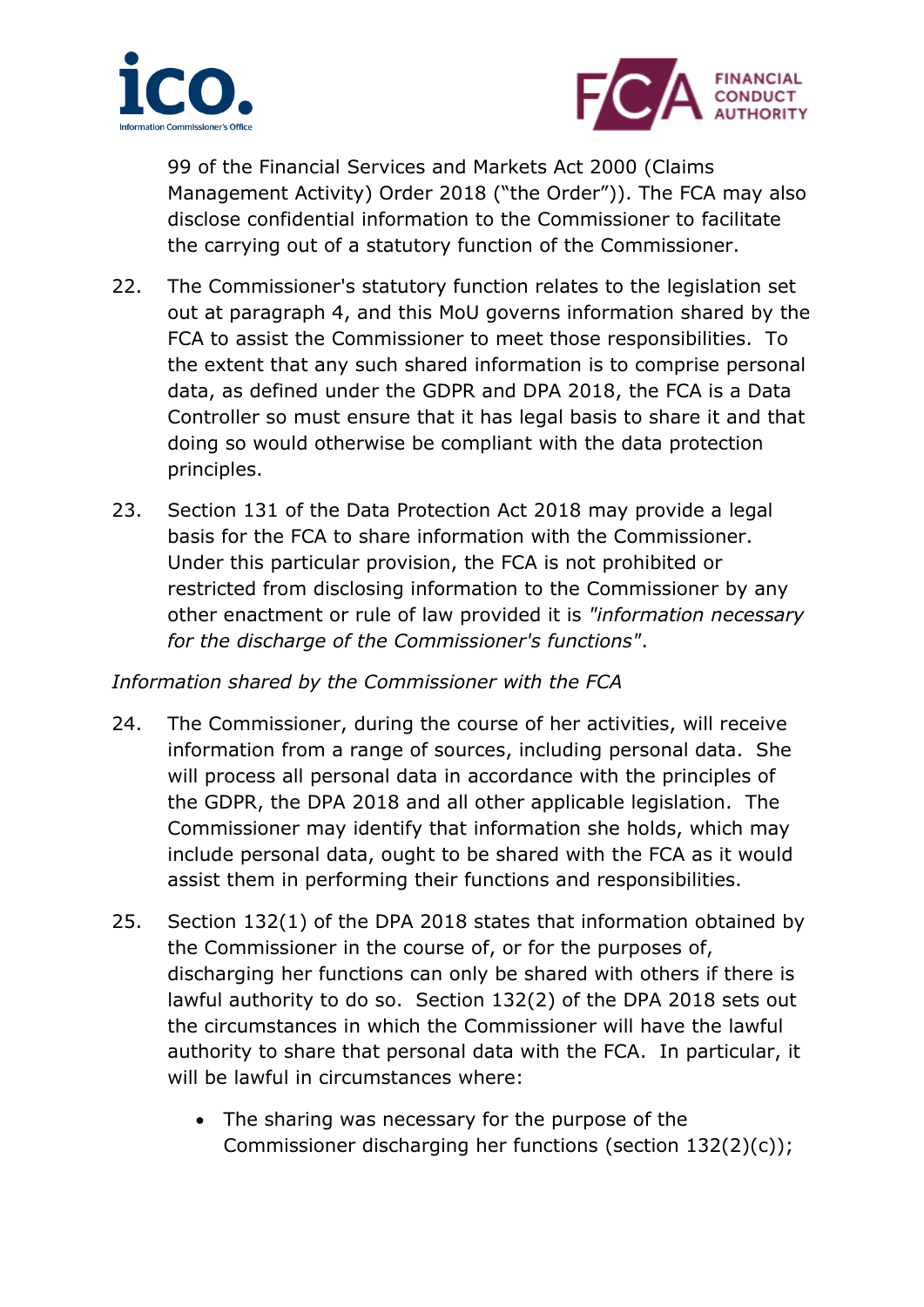99 of the Financial Services and Markets Act 2000 (Claims Management Activity) Order 2018 ("the Order")). The FCA may also disclose confidential information to the Commissioner to facilitate the carrying out of a statutory function of the Commissioner.

22. The Commissioner's statutory function relates to the legislation set out at paragraph 4, and this MoU governs information shared by the FCA to assist the Commissioner to meet those responsibilities. To the extent that any such shared information is to comprise personal data, as defined under the GDPR and DPA 2018, the FCA is a Data Controller so must ensure that it has legal basis to share it and that doing so would otherwise be compliant with the data protection principles.

23. Section 131 of the Data Protection Act 2018 may provide a legal basis for the FCA to share information with the Commissioner. Under this particular provision, the FCA is not prohibited or restricted from disclosing information to the Commissioner by any other enactment or rule of law provided it is *"information necessary for the discharge of the Commissioner's functions"*.

*Information shared by the Commissioner with the FCA*

24. The Commissioner, during the course of her activities, will receive information from a range of sources, including personal data. She will process all personal data in accordance with the principles of the GDPR, the DPA 2018 and all other applicable legislation. The Commissioner may identify that information she holds, which may include personal data, ought to be shared with the FCA as it would assist them in performing their functions and responsibilities.

25. Section 132(1) of the DPA 2018 states that information obtained by the Commissioner in the course of, or for the purposes of, discharging her functions can only be shared with others if there is lawful authority to do so. Section 132(2) of the DPA 2018 sets out the circumstances in which the Commissioner will have the lawful authority to share that personal data with the FCA. In particular, it will be lawful in circumstances where:

    - The sharing was necessary for the purpose of the Commissioner discharging her functions (section 132(2)(c));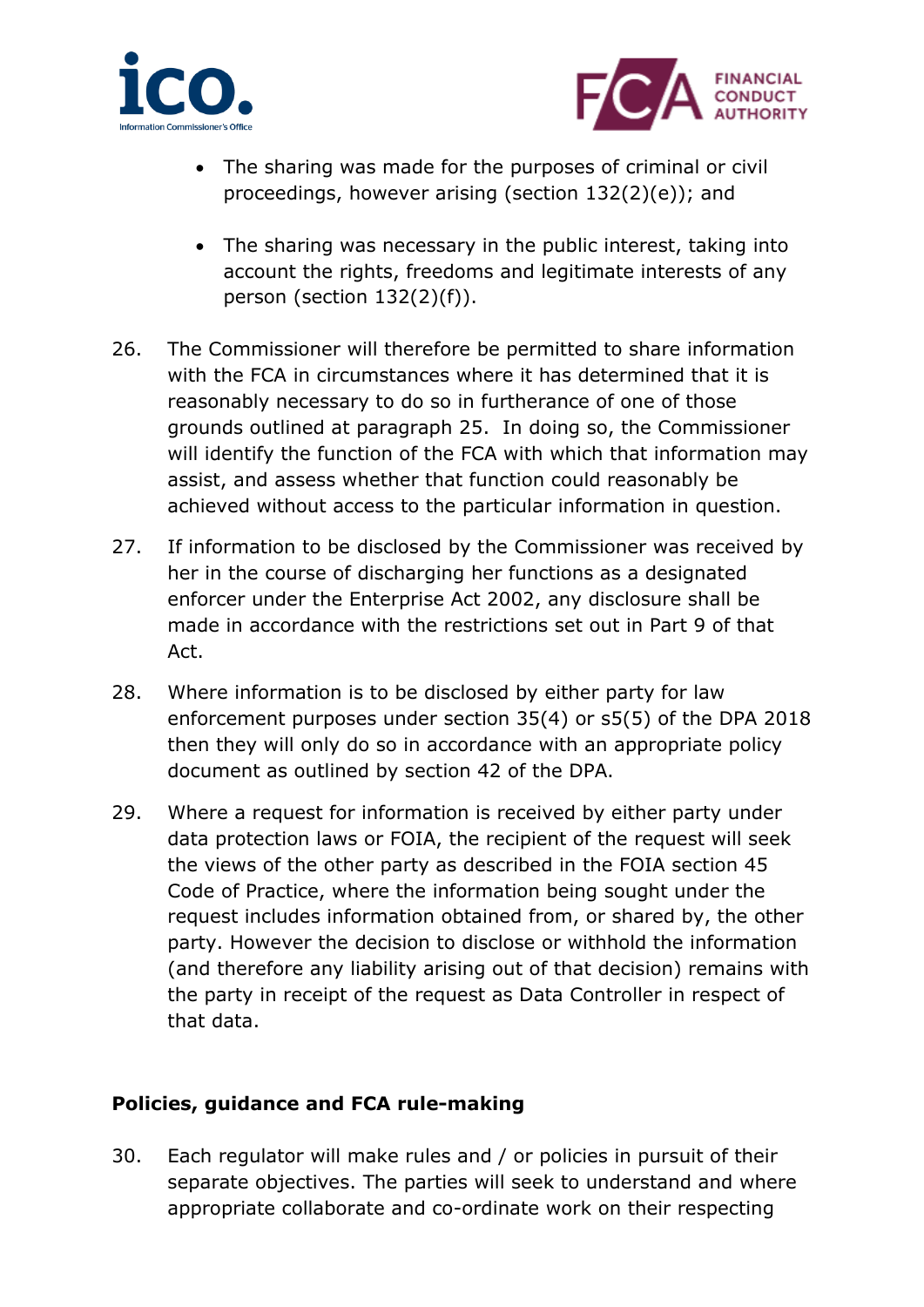- The sharing was made for the purposes of criminal or civil proceedings, however arising (section 132(2)(e)); and
- The sharing was necessary in the public interest, taking into account the rights, freedoms and legitimate interests of any person (section 132(2)(f)).

26. The Commissioner will therefore be permitted to share information with the FCA in circumstances where it has determined that it is reasonably necessary to do so in furtherance of one of those grounds outlined at paragraph 25. In doing so, the Commissioner will identify the function of the FCA with which that information may assist, and assess whether that function could reasonably be achieved without access to the particular information in question.

27. If information to be disclosed by the Commissioner was received by her in the course of discharging her functions as a designated enforcer under the Enterprise Act 2002, any disclosure shall be made in accordance with the restrictions set out in Part 9 of that Act.

28. Where information is to be disclosed by either party for law enforcement purposes under section 35(4) or s5(5) of the DPA 2018 then they will only do so in accordance with an appropriate policy document as outlined by section 42 of the DPA.

29. Where a request for information is received by either party under data protection laws or FOIA, the recipient of the request will seek the views of the other party as described in the FOIA section 45 Code of Practice, where the information being sought under the request includes information obtained from, or shared by, the other party. However the decision to disclose or withhold the information (and therefore any liability arising out of that decision) remains with the party in receipt of the request as Data Controller in respect of that data.

**Policies, guidance and FCA rule-making**

30. Each regulator will make rules and / or policies in pursuit of their separate objectives. The parties will seek to understand and where appropriate collaborate and co-ordinate work on their respecting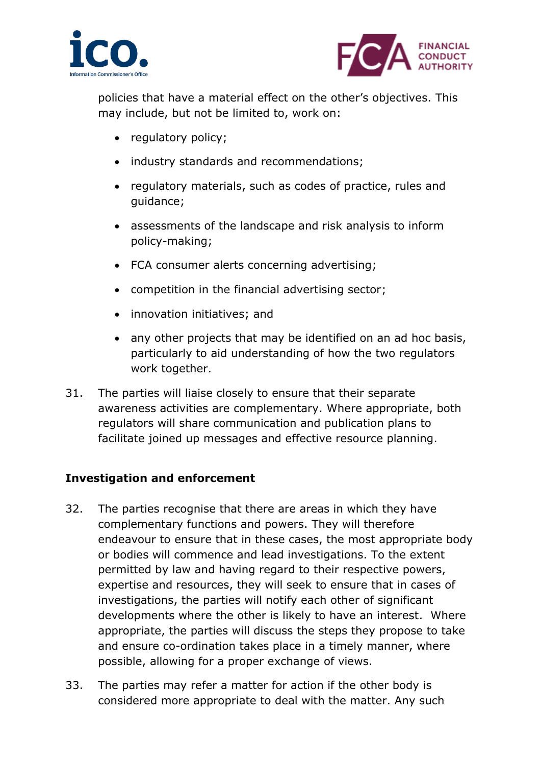policies that have a material effect on the other's objectives. This may include, but not be limited to, work on:

- regulatory policy;
- industry standards and recommendations;
- regulatory materials, such as codes of practice, rules and guidance;
- assessments of the landscape and risk analysis to inform policy-making;
- FCA consumer alerts concerning advertising;
- competition in the financial advertising sector;
- innovation initiatives; and
- any other projects that may be identified on an ad hoc basis, particularly to aid understanding of how the two regulators work together.

31. The parties will liaise closely to ensure that their separate awareness activities are complementary. Where appropriate, both regulators will share communication and publication plans to facilitate joined up messages and effective resource planning.

**Investigation and enforcement**

32. The parties recognise that there are areas in which they have complementary functions and powers. They will therefore endeavour to ensure that in these cases, the most appropriate body or bodies will commence and lead investigations. To the extent permitted by law and having regard to their respective powers, expertise and resources, they will seek to ensure that in cases of investigations, the parties will notify each other of significant developments where the other is likely to have an interest. Where appropriate, the parties will discuss the steps they propose to take and ensure co-ordination takes place in a timely manner, where possible, allowing for a proper exchange of views.

33. The parties may refer a matter for action if the other body is considered more appropriate to deal with the matter. Any such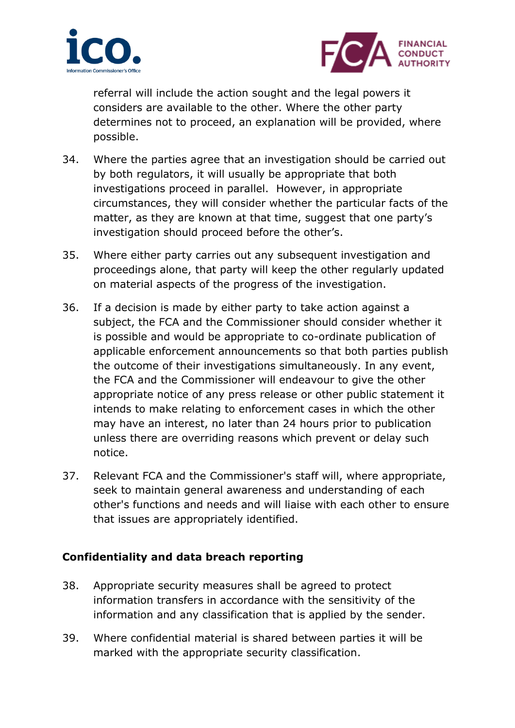referral will include the action sought and the legal powers it considers are available to the other. Where the other party determines not to proceed, an explanation will be provided, where possible.

34. Where the parties agree that an investigation should be carried out by both regulators, it will usually be appropriate that both investigations proceed in parallel. However, in appropriate circumstances, they will consider whether the particular facts of the matter, as they are known at that time, suggest that one party's investigation should proceed before the other's.

35. Where either party carries out any subsequent investigation and proceedings alone, that party will keep the other regularly updated on material aspects of the progress of the investigation.

36. If a decision is made by either party to take action against a subject, the FCA and the Commissioner should consider whether it is possible and would be appropriate to co-ordinate publication of applicable enforcement announcements so that both parties publish the outcome of their investigations simultaneously. In any event, the FCA and the Commissioner will endeavour to give the other appropriate notice of any press release or other public statement it intends to make relating to enforcement cases in which the other may have an interest, no later than 24 hours prior to publication unless there are overriding reasons which prevent or delay such notice.

37. Relevant FCA and the Commissioner's staff will, where appropriate, seek to maintain general awareness and understanding of each other's functions and needs and will liaise with each other to ensure that issues are appropriately identified.

**Confidentiality and data breach reporting**

38. Appropriate security measures shall be agreed to protect information transfers in accordance with the sensitivity of the information and any classification that is applied by the sender.

39. Where confidential material is shared between parties it will be marked with the appropriate security classification.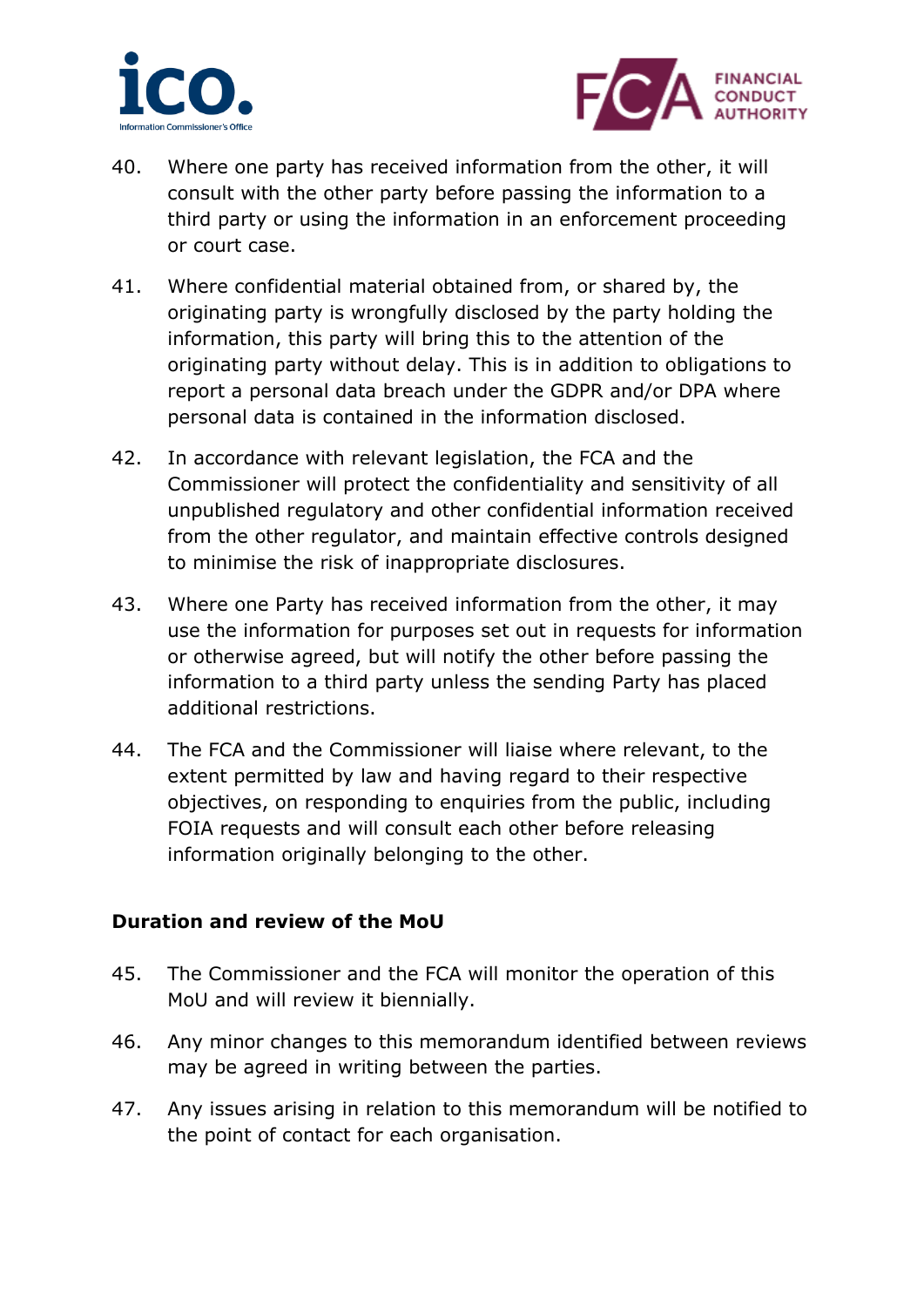40. Where one party has received information from the other, it will consult with the other party before passing the information to a third party or using the information in an enforcement proceeding or court case.

41. Where confidential material obtained from, or shared by, the originating party is wrongfully disclosed by the party holding the information, this party will bring this to the attention of the originating party without delay. This is in addition to obligations to report a personal data breach under the GDPR and/or DPA where personal data is contained in the information disclosed.

42. In accordance with relevant legislation, the FCA and the Commissioner will protect the confidentiality and sensitivity of all unpublished regulatory and other confidential information received from the other regulator, and maintain effective controls designed to minimise the risk of inappropriate disclosures.

43. Where one Party has received information from the other, it may use the information for purposes set out in requests for information or otherwise agreed, but will notify the other before passing the information to a third party unless the sending Party has placed additional restrictions.

44. The FCA and the Commissioner will liaise where relevant, to the extent permitted by law and having regard to their respective objectives, on responding to enquiries from the public, including FOIA requests and will consult each other before releasing information originally belonging to the other.

**Duration and review of the MoU**

45. The Commissioner and the FCA will monitor the operation of this MoU and will review it biennially.

46. Any minor changes to this memorandum identified between reviews may be agreed in writing between the parties.

47. Any issues arising in relation to this memorandum will be notified to the point of contact for each organisation.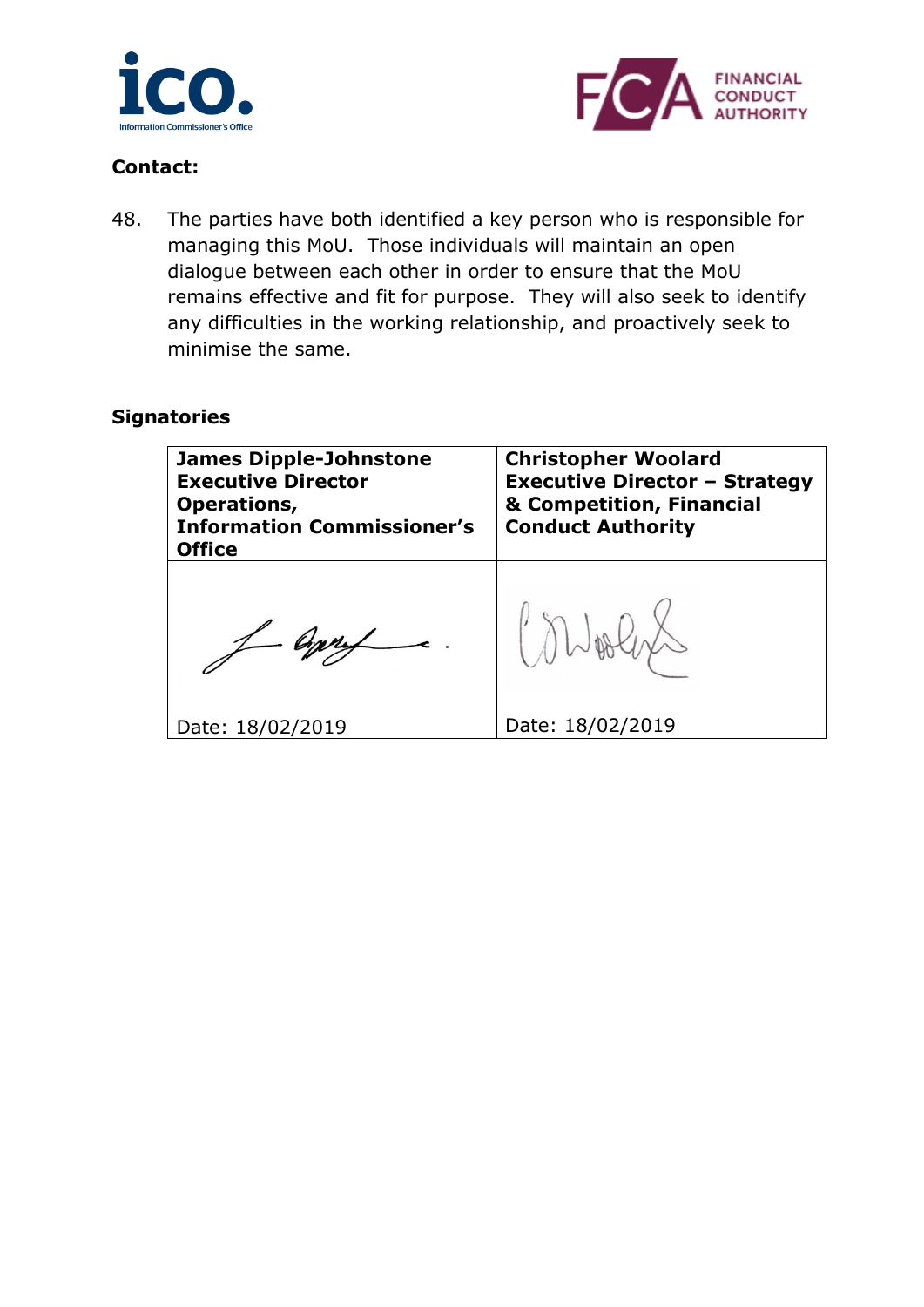**Contact:**

48. The parties have both identified a key person who is responsible for managing this MoU. Those individuals will maintain an open dialogue between each other in order to ensure that the MoU remains effective and fit for purpose. They will also seek to identify any difficulties in the working relationship, and proactively seek to minimise the same.

**Signatories**

| **James Dipple-Johnstone Executive Director Operations, Information Commissioner's Office** | **Christopher Woolard Executive Director – Strategy & Competition, Financial Conduct Authority** |
|---|---|
| Date: 18/02/2019 | Date: 18/02/2019 |